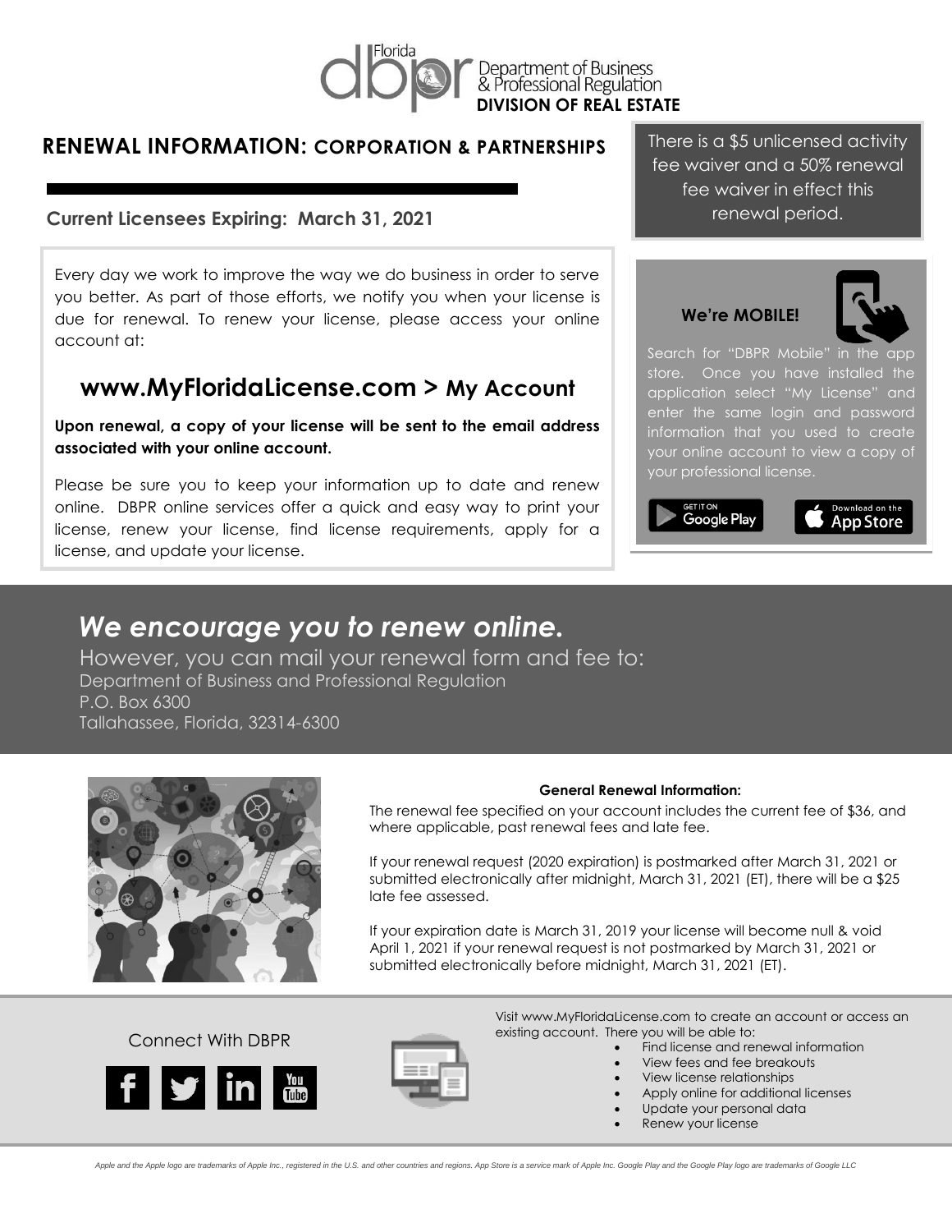Florida dbpr Department of Business & Professional Regulation
**DIVISION OF REAL ESTATE**

## RENEWAL INFORMATION: CORPORATION & PARTNERSHIPS

**Current Licensees Expiring: March 31, 2021**

There is a $5 unlicensed activity fee waiver and a 50% renewal fee waiver in effect this renewal period.

Every day we work to improve the way we do business in order to serve you better. As part of those efforts, we notify you when your license is due for renewal. To renew your license, please access your online account at:

## www.MyFloridaLicense.com > My Account

**Upon renewal, a copy of your license will be sent to the email address associated with your online account.**

Please be sure you to keep your information up to date and renew online. DBPR online services offer a quick and easy way to print your license, renew your license, find license requirements, apply for a license, and update your license.

**We're MOBILE!**

Search for "DBPR Mobile" in the app store. Once you have installed the application select "My License" and enter the same login and password information that you used to create your online account to view a copy of your professional license.

GET IT ON Google Play | Download on the App Store

## *We encourage you to renew online.*

However, you can mail your renewal form and fee to:
Department of Business and Professional Regulation
P.O. Box 6300
Tallahassee, Florida, 32314-6300

**General Renewal Information:**

The renewal fee specified on your account includes the current fee of $36, and where applicable, past renewal fees and late fee.

If your renewal request (2020 expiration) is postmarked after March 31, 2021 or submitted electronically after midnight, March 31, 2021 (ET), there will be a $25 late fee assessed.

If your expiration date is March 31, 2019 your license will become null & void April 1, 2021 if your renewal request is not postmarked by March 31, 2021 or submitted electronically before midnight, March 31, 2021 (ET).

Connect With DBPR

Visit www.MyFloridaLicense.com to create an account or access an existing account. There you will be able to:

- Find license and renewal information
- View fees and fee breakouts
- View license relationships
- Apply online for additional licenses
- Update your personal data
- Renew your license

*Apple and the Apple logo are trademarks of Apple Inc., registered in the U.S. and other countries and regions. App Store is a service mark of Apple Inc. Google Play and the Google Play logo are trademarks of Google LLC*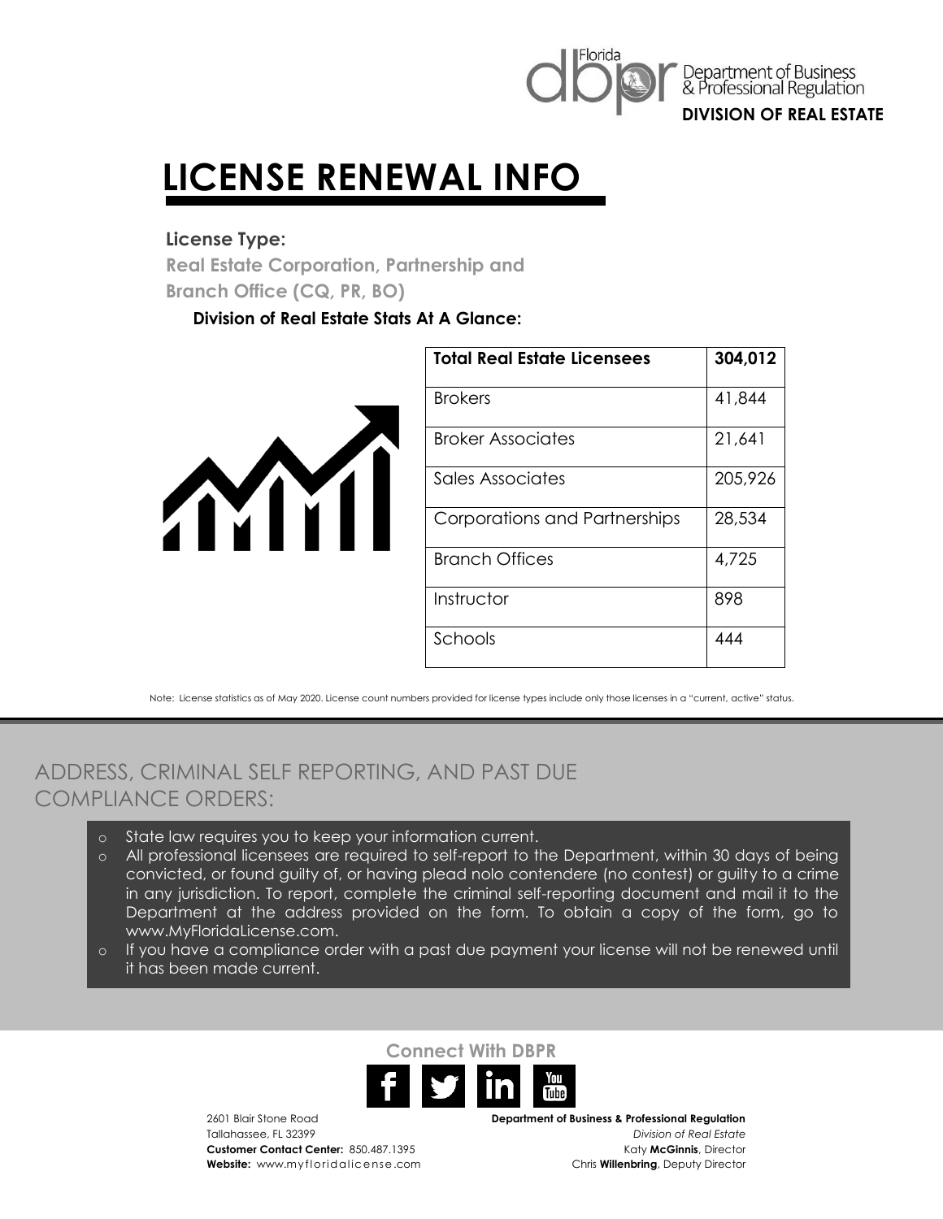# LICENSE RENEWAL INFO

**License Type:**

**Real Estate Corporation, Partnership and Branch Office (CQ, PR, BO)**

**Division of Real Estate Stats At A Glance:**

| **Total Real Estate Licensees** | **304,012** |
|---|---|
| Brokers | 41,844 |
| Broker Associates | 21,641 |
| Sales Associates | 205,926 |
| Corporations and Partnerships | 28,534 |
| Branch Offices | 4,725 |
| Instructor | 898 |
| Schools | 444 |

Note: License statistics as of May 2020. License count numbers provided for license types include only those licenses in a "current, active" status.

## ADDRESS, CRIMINAL SELF REPORTING, AND PAST DUE COMPLIANCE ORDERS:

- State law requires you to keep your information current.
- All professional licensees are required to self-report to the Department, within 30 days of being convicted, or found guilty of, or having plead nolo contendere (no contest) or guilty to a crime in any jurisdiction. To report, complete the criminal self-reporting document and mail it to the Department at the address provided on the form. To obtain a copy of the form, go to www.MyFloridaLicense.com.
- If you have a compliance order with a past due payment your license will not be renewed until it has been made current.

**Connect With DBPR**

2601 Blair Stone Road
Tallahassee, FL 32399
**Customer Contact Center:** 850.487.1395
**Website:** www.myfloridalicense.com

**Department of Business & Professional Regulation**
*Division of Real Estate*
Katy **McGinnis**, Director
Chris **Willenbring**, Deputy Director